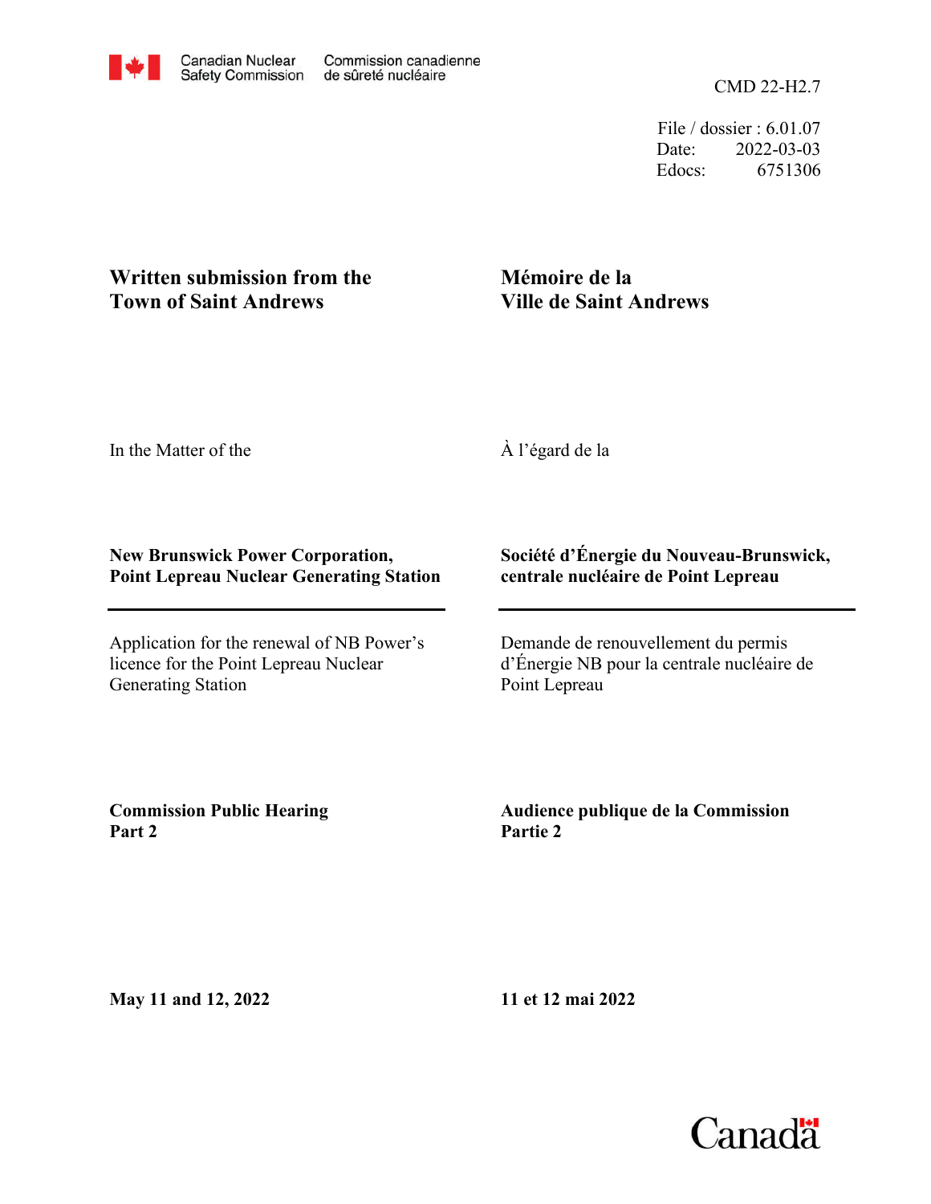Canadian Nuclear Safety Commission / Commission canadienne de sûreté nucléaire

CMD 22-H2.7

File / dossier : 6.01.07
Date: 2022-03-03
Edocs: 6751306

## Written submission from the Town of Saint Andrews

## Mémoire de la Ville de Saint Andrews

In the Matter of the

À l'égard de la

**New Brunswick Power Corporation, Point Lepreau Nuclear Generating Station**

**Société d'Énergie du Nouveau-Brunswick, centrale nucléaire de Point Lepreau**

---

Application for the renewal of NB Power's licence for the Point Lepreau Nuclear Generating Station

Demande de renouvellement du permis d'Énergie NB pour la centrale nucléaire de Point Lepreau

**Commission Public Hearing Part 2**

**Audience publique de la Commission Partie 2**

**May 11 and 12, 2022**

**11 et 12 mai 2022**

Canada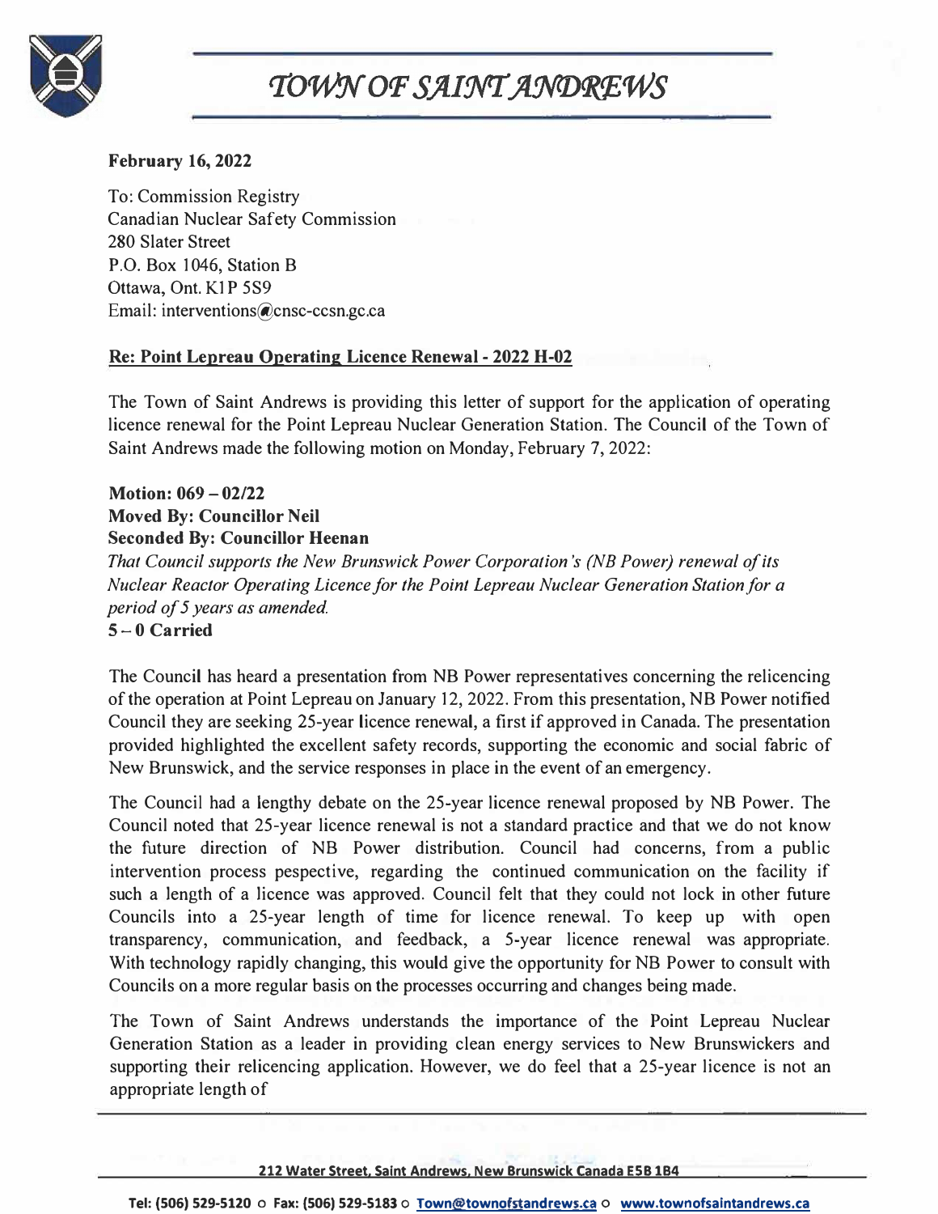# TOWN OF SAINT ANDREWS

**February 16, 2022**

To: Commission Registry
Canadian Nuclear Safety Commission
280 Slater Street
P.O. Box 1046, Station B
Ottawa, Ont. K1P 5S9
Email: interventions@cnsc-ccsn.gc.ca

**Re: Point Lepreau Operating Licence Renewal - 2022 H-02**

The Town of Saint Andrews is providing this letter of support for the application of operating licence renewal for the Point Lepreau Nuclear Generation Station. The Council of the Town of Saint Andrews made the following motion on Monday, February 7, 2022:

**Motion: 069 – 02/22**
**Moved By: Councillor Neil**
**Seconded By: Councillor Heenan**
*That Council supports the New Brunswick Power Corporation's (NB Power) renewal of its Nuclear Reactor Operating Licence for the Point Lepreau Nuclear Generation Station for a period of 5 years as amended.*
**5 – 0 Carried**

The Council has heard a presentation from NB Power representatives concerning the relicencing of the operation at Point Lepreau on January 12, 2022. From this presentation, NB Power notified Council they are seeking 25-year licence renewal, a first if approved in Canada. The presentation provided highlighted the excellent safety records, supporting the economic and social fabric of New Brunswick, and the service responses in place in the event of an emergency.

The Council had a lengthy debate on the 25-year licence renewal proposed by NB Power. The Council noted that 25-year licence renewal is not a standard practice and that we do not know the future direction of NB Power distribution. Council had concerns, from a public intervention process pespective, regarding the continued communication on the facility if such a length of a licence was approved. Council felt that they could not lock in other future Councils into a 25-year length of time for licence renewal. To keep up with open transparency, communication, and feedback, a 5-year licence renewal was appropriate. With technology rapidly changing, this would give the opportunity for NB Power to consult with Councils on a more regular basis on the processes occurring and changes being made.

The Town of Saint Andrews understands the importance of the Point Lepreau Nuclear Generation Station as a leader in providing clean energy services to New Brunswickers and supporting their relicencing application. However, we do feel that a 25-year licence is not an appropriate length of

212 Water Street, Saint Andrews, New Brunswick Canada E5B 1B4

Tel: (506) 529-5120 o Fax: (506) 529-5183 o Town@townofstandrews.ca o www.townofsaintandrews.ca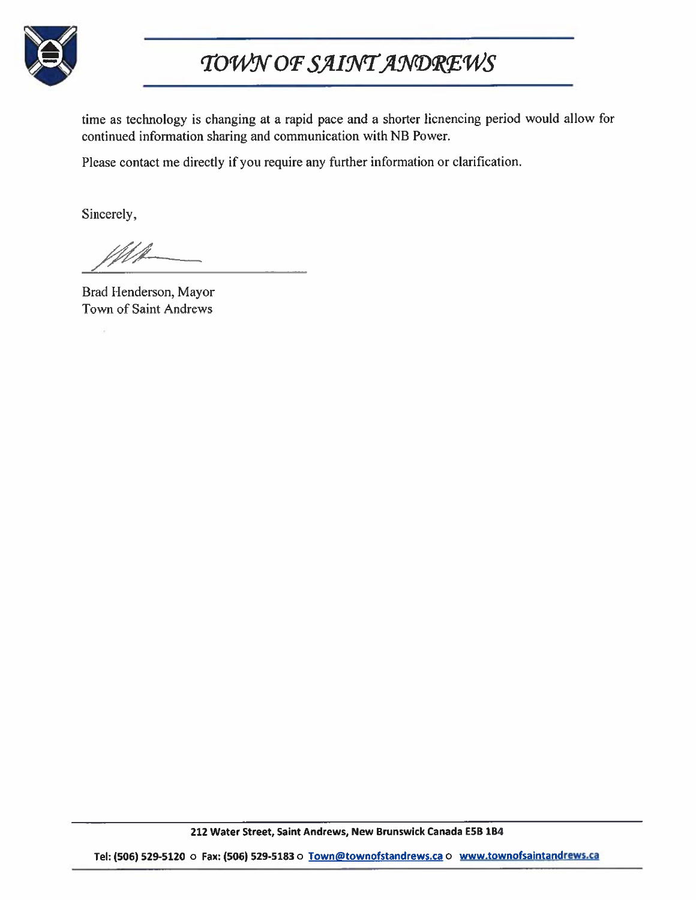time as technology is changing at a rapid pace and a shorter licnencing period would allow for continued information sharing and communication with NB Power.

Please contact me directly if you require any further information or clarification.

Sincerely,

Brad Henderson, Mayor
Town of Saint Andrews